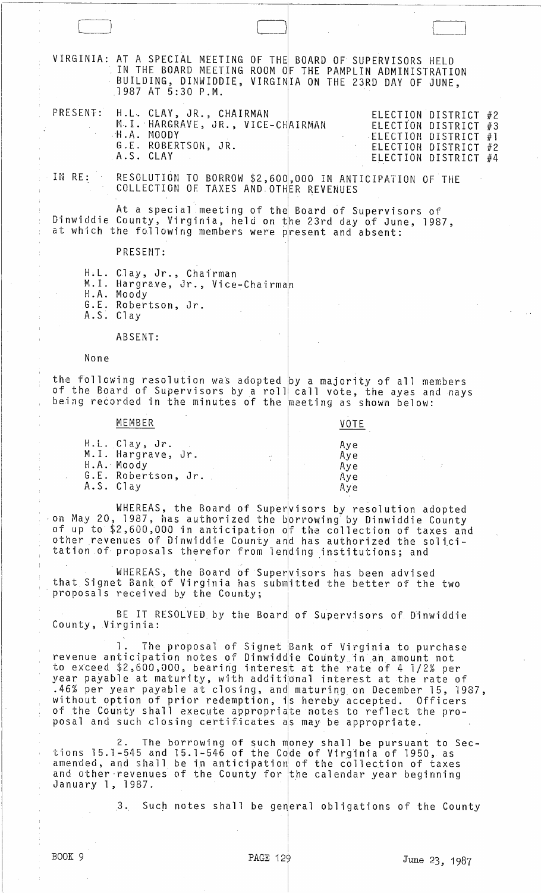VIRGINIA: AT A SPECIAL MEETING OF THE BOARD OF SUPERVISORS HELD IN THE BOARD MEETING ROOM OF THE PAMPLIN ADMINISTRATION BUILDING, DINWIDDIE, VIRGINIA ON THE 23RD DAY OF JUNE, 1987 AT 5:30 P.M.

| PRESENT: | | |
|---|---|---|
| | H.L. CLAY, JR., CHAIRMAN | ELECTION DISTRICT #2 |
| | M.I. HARGRAVE, JR., VICE-CHAIRMAN | ELECTION DISTRICT #3 |
| | H.A. MOODY | ELECTION DISTRICT #1 |
| | G.E. ROBERTSON, JR. | ELECTION DISTRICT #2 |
| | A.S. CLAY | ELECTION DISTRICT #4 |

IN RE: RESOLUTION TO BORROW $2,600,000 IN ANTICIPATION OF THE COLLECTION OF TAXES AND OTHER REVENUES

At a special meeting of the Board of Supervisors of Dinwiddie County, Virginia, held on the 23rd day of June, 1987, at which the following members were present and absent:

PRESENT:

H.L. Clay, Jr., Chairman
M.I. Hargrave, Jr., Vice-Chairman
H.A. Moody
G.E. Robertson, Jr.
A.S. Clay

ABSENT:

None

the following resolution was adopted by a majority of all members of the Board of Supervisors by a roll call vote, the ayes and nays being recorded in the minutes of the meeting as shown below:

| MEMBER | VOTE |
|---|---|
| H.L. Clay, Jr. | Aye |
| M.I. Hargrave, Jr. | Aye |
| H.A. Moody | Aye |
| G.E. Robertson, Jr. | Aye |
| A.S. Clay | Aye |

WHEREAS, the Board of Supervisors by resolution adopted on May 20, 1987, has authorized the borrowing by Dinwiddie County of up to $2,600,000 in anticipation of the collection of taxes and other revenues of Dinwiddie County and has authorized the solicitation of proposals therefor from lending institutions; and

WHEREAS, the Board of Supervisors has been advised that Signet Bank of Virginia has submitted the better of the two proposals received by the County;

BE IT RESOLVED by the Board of Supervisors of Dinwiddie County, Virginia:

1. The proposal of Signet Bank of Virginia to purchase revenue anticipation notes of Dinwiddie County in an amount not to exceed $2,600,000, bearing interest at the rate of 4 1/2% per year payable at maturity, with additional interest at the rate of .46% per year payable at closing, and maturing on December 15, 1987, without option of prior redemption, is hereby accepted. Officers of the County shall execute appropriate notes to reflect the proposal and such closing certificates as may be appropriate.

2. The borrowing of such money shall be pursuant to Sections 15.1-545 and 15.1-546 of the Code of Virginia of 1950, as amended, and shall be in anticipation of the collection of taxes and other revenues of the County for the calendar year beginning January 1, 1987.

3. Such notes shall be general obligations of the County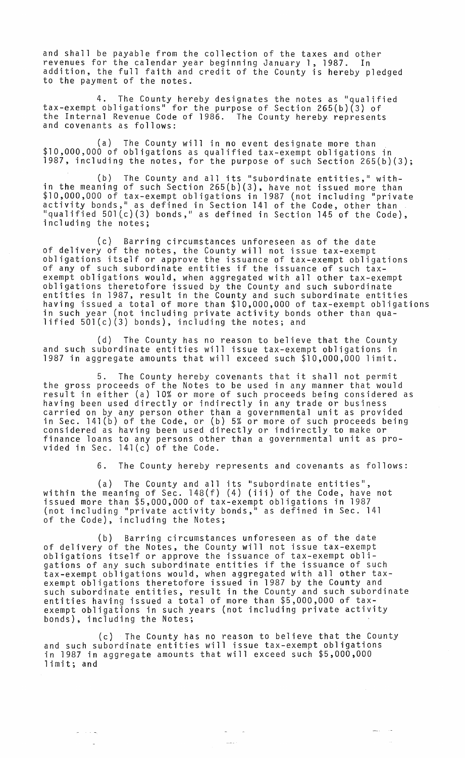and shall be payable from the collection of the taxes and other revenues for the calendar year beginning January 1, 1987. In addition, the full faith and credit of the County is hereby pledged to the payment of the notes.

4. The County hereby designates the notes as "qualified tax-exempt obligations" for the purpose of Section 265(b)(3) of the Internal Revenue Code of 1986. The County hereby represents and covenants as follows:

(a) The County will in no event designate more than $10,000,000 of obligations as qualified tax-exempt obligations in 1987, including the notes, for the purpose of such Section 265(b)(3);

(b) The County and all its "subordinate entities," within the meaning of such Section 265(b)(3), have not issued more than $10,000,000 of tax-exempt obligations in 1987 (not including "private activity bonds," as defined in Section 141 of the Code, other than "qualified 501(c)(3) bonds," as defined in Section 145 of the Code), including the notes;

(c) Barring circumstances unforeseen as of the date of delivery of the notes, the County will not issue tax-exempt obligations itself or approve the issuance of tax-exempt obligations of any of such subordinate entities if the issuance of such tax-exempt obligations would, when aggregated with all other tax-exempt obligations theretofore issued by the County and such subordinate entities in 1987, result in the County and such subordinate entities having issued a total of more than $10,000,000 of tax-exempt obligations in such year (not including private activity bonds other than qualified 501(c)(3) bonds), including the notes; and

(d) The County has no reason to believe that the County and such subordinate entities will issue tax-exempt obligations in 1987 in aggregate amounts that will exceed such $10,000,000 limit.

5. The County hereby covenants that it shall not permit the gross proceeds of the Notes to be used in any manner that would result in either (a) 10% or more of such proceeds being considered as having been used directly or indirectly in any trade or business carried on by any person other than a governmental unit as provided in Sec. 141(b) of the Code, or (b) 5% or more of such proceeds being considered as having been used directly or indirectly to make or finance loans to any persons other than a governmental unit as provided in Sec. 141(c) of the Code.

6. The County hereby represents and covenants as follows:

(a) The County and all its "subordinate entities", within the meaning of Sec. 148(f) (4) (iii) of the Code, have not issued more than $5,000,000 of tax-exempt obligations in 1987 (not including "private activity bonds," as defined in Sec. 141 of the Code), including the Notes;

(b) Barring circumstances unforeseen as of the date of delivery of the Notes, the County will not issue tax-exempt obligations itself or approve the issuance of tax-exempt obligations of any such subordinate entities if the issuance of such tax-exempt obligations would, when aggregated with all other tax-exempt obligations theretofore issued in 1987 by the County and such subordinate entities, result in the County and such subordinate entities having issued a total of more than $5,000,000 of tax-exempt obligations in such years (not including private activity bonds), including the Notes;

(c) The County has no reason to believe that the County and such subordinate entities will issue tax-exempt obligations in 1987 in aggregate amounts that will exceed such $5,000,000 limit; and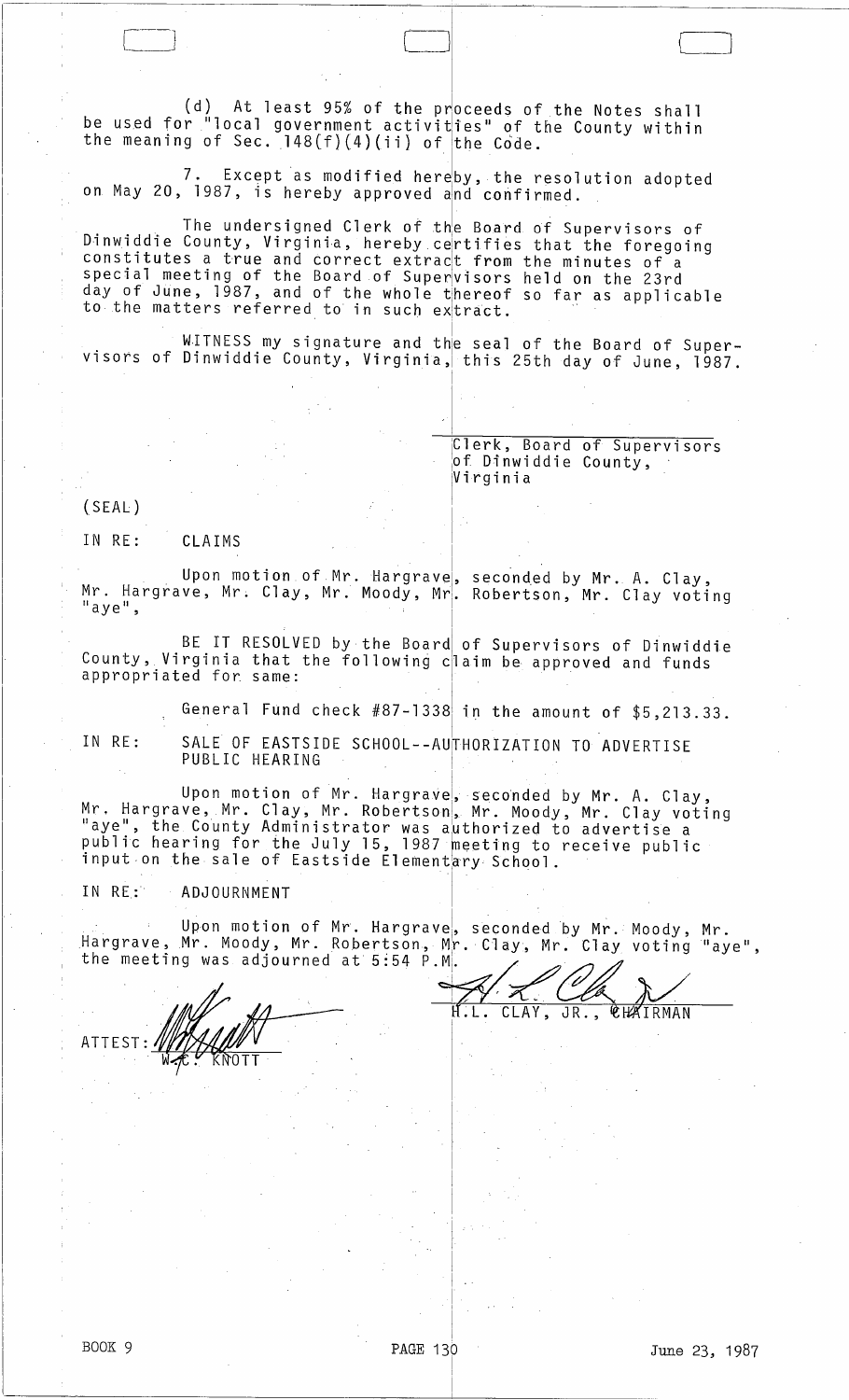(d) At least 95% of the proceeds of the Notes shall be used for "local government activities" of the County within the meaning of Sec. 148(f)(4)(ii) of the Code.

7. Except as modified hereby, the resolution adopted on May 20, 1987, is hereby approved and confirmed.

The undersigned Clerk of the Board of Supervisors of Dinwiddie County, Virginia, hereby certifies that the foregoing constitutes a true and correct extract from the minutes of a special meeting of the Board of Supervisors held on the 23rd day of June, 1987, and of the whole thereof so far as applicable to the matters referred to in such extract.

WITNESS my signature and the seal of the Board of Supervisors of Dinwiddie County, Virginia, this 25th day of June, 1987.

Clerk, Board of Supervisors
of Dinwiddie County,
Virginia

(SEAL)

IN RE: CLAIMS

Upon motion of Mr. Hargrave, seconded by Mr. A. Clay, Mr. Hargrave, Mr. Clay, Mr. Moody, Mr. Robertson, Mr. Clay voting "aye",

BE IT RESOLVED by the Board of Supervisors of Dinwiddie County, Virginia that the following claim be approved and funds appropriated for same:

General Fund check #87-1338 in the amount of $5,213.33.

IN RE: SALE OF EASTSIDE SCHOOL--AUTHORIZATION TO ADVERTISE PUBLIC HEARING

Upon motion of Mr. Hargrave, seconded by Mr. A. Clay, Mr. Hargrave, Mr. Clay, Mr. Robertson, Mr. Moody, Mr. Clay voting "aye", the County Administrator was authorized to advertise a public hearing for the July 15, 1987 meeting to receive public input on the sale of Eastside Elementary School.

IN RE: ADJOURNMENT

Upon motion of Mr. Hargrave, seconded by Mr. Moody, Mr. Hargrave, Mr. Moody, Mr. Robertson, Mr. Clay, Mr. Clay voting "aye", the meeting was adjourned at 5:54 P.M.

H.L. CLAY, JR., CHAIRMAN

ATTEST: W.C. KNOTT